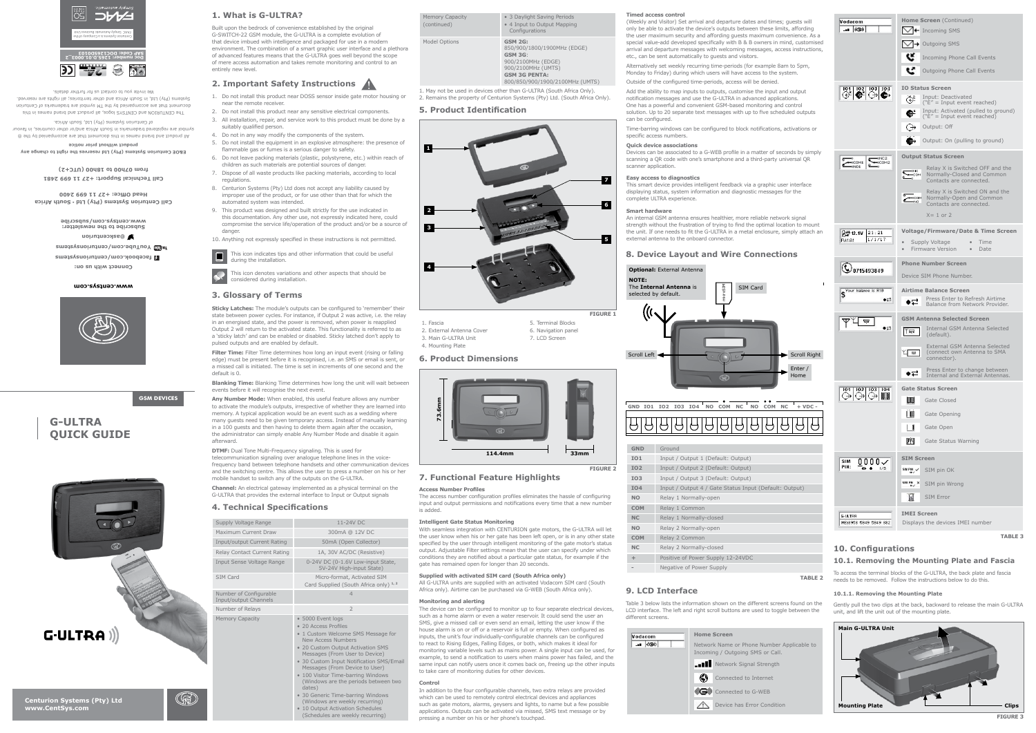www.centsys.com

Connect with us on:

facebook.com/centurionsystems

YouTube.com/centurionsystems

@askcenturion

Subscribe to the newsletter:
www.centsys.com/subscribe

Call Centurion Systems (Pty) Ltd · South Africa
Head Office: +27 11 699 2400

Call Technical Support: +27 11 699 2481
from 07h00 to 18h00 (UTC+2)

**E&OE Centurion Systems (Pty) Ltd reserves the right to change any product without prior notice**

All product and brand names in this document that are accompanied by the ® symbol are registered trademarks in South Africa and/or other countries, in favour of Centurion Systems (Pty) Ltd, South Africa.

The CENTURION and CENTSYS logos, all product and brand names in this document that are accompanied by the TM symbol are trademarks of Centurion Systems (Pty) Ltd, in South Africa and other territories; all rights are reserved. We invite you to contact us for further details.

Doc number: 1265.D.01.0003_2
SAP Code: DOC1265D01003

GSM DEVICES

# G-ULTRA QUICK GUIDE

G-ULTRA

Centurion Systems (Pty) Ltd
www.CentSys.com

## 1. What is G-ULTRA?

Built upon the bedrock of convenience established by the original G-SWITCH-22 GSM module, the G-ULTRA is a complete evolution of that device imbued with intelligence and packaged for use in a modern environment. The combination of a smart graphic user interface and a plethora of advanced features means that the G-ULTRA goes well beyond the scope of mere access automation and takes remote monitoring and control to an entirely new level.

## 2. Important Safety Instructions

1. Do not install this product near DOSS sensor inside gate motor housing or near the remote receiver.
2. Do not install this product near any sensitive electrical components.
3. All installation, repair, and service work to this product must be done by a suitably qualified person.
4. Do not in any way modify the components of the system.
5. Do not install the equipment in an explosive atmosphere: the presence of flammable gas or fumes is a serious danger to safety.
6. Do not leave packing materials (plastic, polystyrene, etc.) within reach of children as such materials are potential sources of danger.
7. Dispose of all waste products like packing materials, according to local regulations.
8. Centurion Systems (Pty) Ltd does not accept any liability caused by improper use of the product, or for use other than that for which the automated system was intended.
9. This product was designed and built strictly for the use indicated in this documentation. Any other use, not expressly indicated here, could compromise the service life/operation of the product and/or be a source of danger.
10. Anything not expressly specified in these instructions is not permitted.

This icon indicates tips and other information that could be useful during the installation.

This icon denotes variations and other aspects that should be considered during installation.

## 3. Glossary of Terms

**Sticky Latches:** The module's outputs can be configured to 'remember' their state between power cycles. For instance, if Output 2 was active, i.e. the relay in an energised state, and the power is removed, when power is reapplied Output 2 will return to the activated state. This functionality is referred to as a 'sticky latch' and can be enabled or disabled. Sticky latches don't apply to pulsed outputs and are enabled by default.

**Filter Time:** Filter Time determines how long an input event (rising or falling edge) must be present before it is recognised, i.e. an SMS or email is sent, or a missed call is initiated. The time is set in increments of one second and the default is 0.

**Blanking Time:** Blanking Time determines how long the unit will wait between events before it will recognise the next event.

**Any Number Mode:** When enabled, this useful feature allows any number to activate the module's outputs, irrespective of whether they are learned into memory. A typical application would be an event such as a wedding where many guests need to be given temporary access. Instead of manually learning in a 100 guests and then having to delete them again after the occasion, the administrator can simply enable Any Number Mode and disable it again afterward.

**DTMF:** Dual Tone Multi-Frequency signaling. This is used for telecommunication signaling over analogue telephone lines in the voice-frequency band between telephone handsets and other communication devices and the switching centre. This allows the user to press a number on his or her mobile handset to switch any of the outputs on the G-ULTRA.

**Channel:** An electrical gateway implemented as a physical terminal on the G-ULTRA that provides the external interface to Input or Output signals

## 4. Technical Specifications

| | |
|---|---|
| Supply Voltage Range | 11-24V DC |
| Maximum Current Draw | 300mA @ 12V DC |
| Input/output Current Rating | 50mA (Open Collector) |
| Relay Contact Current Rating | 1A, 30V AC/DC (Resistive) |
| Input Sense Voltage Range | 0-24V DC (0-1.6V Low-input State, 5V-24V High-input State) |
| SIM Card | Micro-format, Activated SIM Card Supplied (South Africa only) [1, 2] |
| Number of Configurable Input/output Channels | 4 |
| Number of Relays | 2 |
| Memory Capacity | • 5000 Event logs<br>• 20 Access Profiles<br>• 1 Custom Welcome SMS Message for New Access Numbers<br>• 20 Custom Output Activation SMS Messages (From User to Device)<br>• 30 Custom Input Notification SMS/Email Messages (From Device to User)<br>• 100 Visitor Time-barring Windows (Windows are the periods between two dates)<br>• 30 Generic Time-barring Windows (Windows are weekly recurring)<br>• 10 Output Activation Schedules (Schedules are weekly recurring) |
| Memory Capacity (continued) | • 3 Daylight Saving Periods<br>• 4 Input to Output Mapping Configurations |
| Model Options | **GSM 2G:** 850/900/1800/1900MHz (EDGE)<br>**GSM 3G:** 900/2100MHz (EDGE) 900/2100MHz (UMTS)<br>**GSM 3G PENTA:** 800/850/900/1900/2100MHz (UMTS) |

1. May not be used in devices other than G-ULTRA (South Africa Only).
2. Remains the property of Centurion Systems (Pty) Ltd. (South Africa Only).

## 5. Product Identification

1. Fascia
2. External Antenna Cover
3. Main G-ULTRA Unit
4. Mounting Plate
5. Terminal Blocks
6. Navigation panel
7. LCD Screen

FIGURE 1

## 6. Product Dimensions

73.6mm, 114.4mm, 33mm

FIGURE 2

## 7. Functional Feature Highlights

**Access Number Profiles**

The access number configuration profiles eliminates the hassle of configuring input and output permissions and notifications every time that a new number is added.

**Intelligent Gate Status Monitoring**

With seamless integration with CENTURION gate motors, the G-ULTRA will let the user know when his or her gate has been left open, or is in any other state specified by the user through intelligent monitoring of the gate motor's status output. Adjustable Filter settings mean that the user can specify under which conditions they are notified about a particular gate status, for example if the gate has remained open for longer than 20 seconds.

**Supplied with activated SIM card (South Africa only)**

All G-ULTRA units are supplied with an activated Vodacom SIM card (South Africa only). Airtime can be purchased via G-WEB (South Africa only).

**Monitoring and alerting**

The device can be configured to monitor up to four separate electrical devices, such as a home alarm or even a water reservoir. It could send the user an SMS, give a missed call or even send an email, letting the user know if the house alarm is on or off or a reservoir is full or empty. When configured as inputs, the unit's four individually-configurable channels can be configured to react to Rising Edges, Falling Edges, or both, which makes it ideal for monitoring variable levels such as mains power. A single input can be used, for example, to send a notification to users when mains power has failed, and the same input can notify users once it comes back on, freeing up the other inputs to take care of monitoring duties for other devices.

**Control**

In addition to the four configurable channels, two extra relays are provided which can be used to remotely control electrical devices and appliances such as gate motors, alarms, geysers and lights, to name but a few possible applications. Outputs can be activated via missed, SMS text message or by pressing a number on his or her phone's touchpad.

**Timed access control**

(Weekly and Visitor) Set arrival and departure dates and times; guests will only be able to activate the device's outputs between these limits, affording the user maximum security and affording guests maximum convenience. As a special value-add developed specifically with B & B owners in mind, customised arrival and departure messages with welcoming messages, access instructions, etc., can be sent automatically to guests and visitors.

Alternatively set weekly recurring time-periods (for example 8am to 5pm, Monday to Friday) during which users will have access to the system.

Outside of the configured time-periods, access will be denied.

Add the ability to map inputs to outputs, customise the input and output notification messages and use the G-ULTRA in advanced applications. One has a powerful and convenient GSM-based monitoring and control solution. Up to 20 separate text messages with up to five scheduled outputs can be configured.

Time-barring windows can be configured to block notifications, activations or specific access numbers.

**Quick device associations**

Devices can be associated to a G-WEB profile in a matter of seconds by simply scanning a QR code with one's smartphone and a third-party universal QR scanner application.

**Easy access to diagnostics**

This smart device provides intelligent feedback via a graphic user interface displaying status, system information and diagnostic messages for the complete ULTRA experience.

**Smart hardware**

An internal GSM antenna ensures healthier, more reliable network signal strength without the frustration of trying to find the optimal location to mount the unit. If one needs to fit the G-ULTRA in a metal enclosure, simply attach an external antenna to the onboard connector.

## 8. Device Layout and Wire Connections

**Optional:** External Antenna

**NOTE:**
The **Internal Antenna** is selected by default.

SIM Card

Scroll Left, Scroll Right, Enter / Home

GND IO1 IO2 IO3 IO4 NO COM NC NO COM NC + VDC -

| | |
|---|---|
| GND | Ground |
| IO1 | Input / Output 1 (Default: Output) |
| IO2 | Input / Output 2 (Default: Output) |
| IO3 | Input / Output 3 (Default: Output) |
| IO4 | Input / Output 4 / Gate Status Input (Default: Output) |
| NO | Relay 1 Normally-open |
| COM | Relay 1 Common |
| NC | Relay 1 Normally-closed |
| NO | Relay 2 Normally-open |
| COM | Relay 2 Common |
| NC | Relay 2 Normally-closed |
| + | Positive of Power Supply 12-24VDC |
| - | Negative of Power Supply |

TABLE 2

## 9. LCD Interface

Table 3 below lists the information shown on the different screens found on the LCD interface. The left and right scroll buttons are used to toggle between the different screens.

| Screen | Description |
|---|---|
| **Home Screen** | Network Name or Phone Number Applicable to Incoming / Outgoing SMS or Call.<br>Network Signal Strength<br>Connected to Internet<br>Connected to G-WEB<br>Device has Error Condition |
| **Home Screen** (Continued) | Incoming SMS<br>Outgoing SMS<br>Incoming Phone Call Events<br>Outgoing Phone Call Events |
| **IO Status Screen** | Input: Deactivated ("E" = Input event reached)<br>Input: Activated (pulled to ground) ("E" = Input event reached)<br>Output: Off<br>Output: On (pulling to ground) |
| **Output Status Screen** | Relay X is Switched OFF and the Normally-Closed and Common Contacts are connected.<br>Relay X is Switched ON and the Normally-Open and Common Contacts are connected.<br>X= 1 or 2 |
| **Voltage/Firmware/Date & Time Screen** | • Supply Voltage<br>• Firmware Version<br>• Time<br>• Date |
| **Phone Number Screen** | Device SIM Phone Number. |
| **Airtime Balance Screen** | Press Enter to Refresh Airtime Balance from Network Provider. |
| **GSM Antenna Selected Screen** | Internal GSM Antenna Selected (default).<br>External GSM Antenna Selected (connect own Antenna to SMA connector).<br>Press Enter to change between Internal and External Antennas. |
| **Gate Status Screen** | Gate Closed<br>Gate Opening<br>Gate Open<br>Gate Status Warning |
| **SIM Screen** | SIM pin OK<br>SIM pin Wrong<br>SIM Error |
| **IMEI Screen** | Displays the devices IMEI number |

TABLE 3

## 10. Configurations

### 10.1. Removing the Mounting Plate and Fascia

To access the terminal blocks of the G-ULTRA, the back plate and fascia needs to be removed. Follow the instructions below to do this.

#### 10.1.1. Removing the Mounting Plate

Gently pull the two clips at the back, backward to release the main G-ULTRA unit, and lift the unit out of the mounting plate.

Main G-ULTRA Unit, Mounting Plate, Clips

FIGURE 3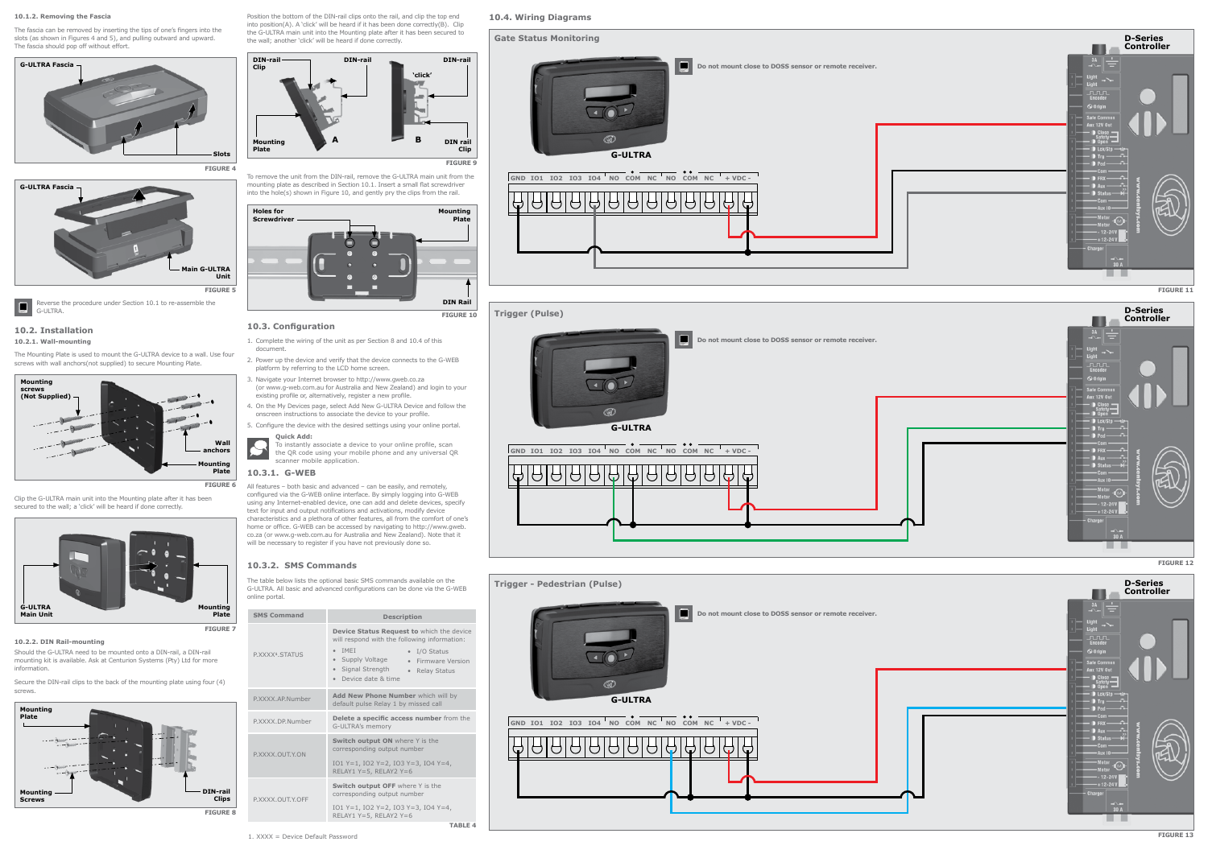#### 10.1.2. Removing the Fascia

The fascia can be removed by inserting the tips of one's fingers into the slots (as shown in Figures 4 and 5), and pulling outward and upward. The fascia should pop off without effort.

G-ULTRA Fascia

Slots

FIGURE 4

G-ULTRA Fascia

Main G-ULTRA Unit

FIGURE 5

Reverse the procedure under Section 10.1 to re-assemble the G-ULTRA.

### 10.2. Installation

#### 10.2.1. Wall-mounting

The Mounting Plate is used to mount the G-ULTRA device to a wall. Use four screws with wall anchors(not supplied) to secure Mounting Plate.

Mounting screws (Not Supplied)

Wall anchors

Mounting Plate

FIGURE 6

Clip the G-ULTRA main unit into the Mounting plate after it has been secured to the wall; a 'click' will be heard if done correctly.

G-ULTRA Main Unit

Mounting Plate

FIGURE 7

#### 10.2.2. DIN Rail-mounting

Should the G-ULTRA need to be mounted onto a DIN-rail, a DIN-rail mounting kit is available. Ask at Centurion Systems (Pty) Ltd for more information.

Secure the DIN-rail clips to the back of the mounting plate using four (4) screws.

Mounting Plate

Mounting Screws

DIN-rail Clips

FIGURE 8

Position the bottom of the DIN-rail clips onto the rail, and clip the top end into position(A). A 'click' will be heard if it has been done correctly(B). Clip the G-ULTRA main unit into the Mounting plate after it has been secured to the wall; another 'click' will be heard if done correctly.

DIN-rail Clip

DIN-rail

DIN-rail

'click'

Mounting Plate

A

B

DIN rail Clip

FIGURE 9

To remove the unit from the DIN-rail, remove the G-ULTRA main unit from the mounting plate as described in Section 10.1. Insert a small flat screwdriver into the hole(s) shown in Figure 10, and gently pry the clips from the rail.

Holes for Screwdriver

Mounting Plate

DIN Rail

FIGURE 10

### 10.3. Configuration

1. Complete the wiring of the unit as per Section 8 and 10.4 of this document.
2. Power up the device and verify that the device connects to the G-WEB platform by referring to the LCD home screen.
3. Navigate your Internet browser to http://www.gweb.co.za (or www.g-web.com.au for Australia and New Zealand) and login to your existing profile or, alternatively, register a new profile.
4. On the My Devices page, select Add New G-ULTRA Device and follow the onscreen instructions to associate the device to your profile.
5. Configure the device with the desired settings using your online portal.

**Quick Add:**
To instantly associate a device to your online profile, scan the QR code using your mobile phone and any universal QR scanner mobile application.

### 10.3.1. G-WEB

All features – both basic and advanced – can be easily, and remotely, configured via the G-WEB online interface. By simply logging into G-WEB using any Internet-enabled device, one can add and delete devices, specify text for input and output notifications and activations, modify device characteristics and a plethora of other features, all from the comfort of one's home or office. G-WEB can be accessed by navigating to http://www.gweb.co.za (or www.g-web.com.au for Australia and New Zealand). Note that it will be necessary to register if you have not previously done so.

### 10.3.2. SMS Commands

The table below lists the optional basic SMS commands available on the G-ULTRA. All basic and advanced configurations can be done via the G-WEB online portal.

| SMS Command | Description |
|---|---|
| P.XXXX[1].STATUS | **Device Status Request** to which the device will respond with the following information: • IMEI • Supply Voltage • Signal Strength • Device date & time • I/O Status • Firmware Version • Relay Status |
| P.XXXX.AP.Number | **Add New Phone Number** which will by default pulse Relay 1 by missed call |
| P.XXXX.DP.Number | **Delete a specific access number** from the G-ULTRA's memory |
| P.XXXX.OUT.Y.ON | **Switch output ON** where Y is the corresponding output number<br>IO1 Y=1, IO2 Y=2, IO3 Y=3, IO4 Y=4, RELAY1 Y=5, RELAY2 Y=6 |
| P.XXXX.OUT.Y.OFF | **Switch output OFF** where Y is the corresponding output number<br>IO1 Y=1, IO2 Y=2, IO3 Y=3, IO4 Y=4, RELAY1 Y=5, RELAY2 Y=6 |

TABLE 4

1. XXXX = Device Default Password

### 10.4. Wiring Diagrams

Gate Status Monitoring

D-Series Controller

Do not mount close to DOSS sensor or remote receiver.

G-ULTRA

GND IO1 IO2 IO3 IO4 NO COM NC NO COM NC + VDC -

FIGURE 11

Trigger (Pulse)

D-Series Controller

Do not mount close to DOSS sensor or remote receiver.

G-ULTRA

GND IO1 IO2 IO3 IO4 NO COM NC NO COM NC + VDC -

FIGURE 12

Trigger - Pedestrian (Pulse)

D-Series Controller

Do not mount close to DOSS sensor or remote receiver.

G-ULTRA

GND IO1 IO2 IO3 IO4 NO COM NC NO COM NC + VDC -

FIGURE 13